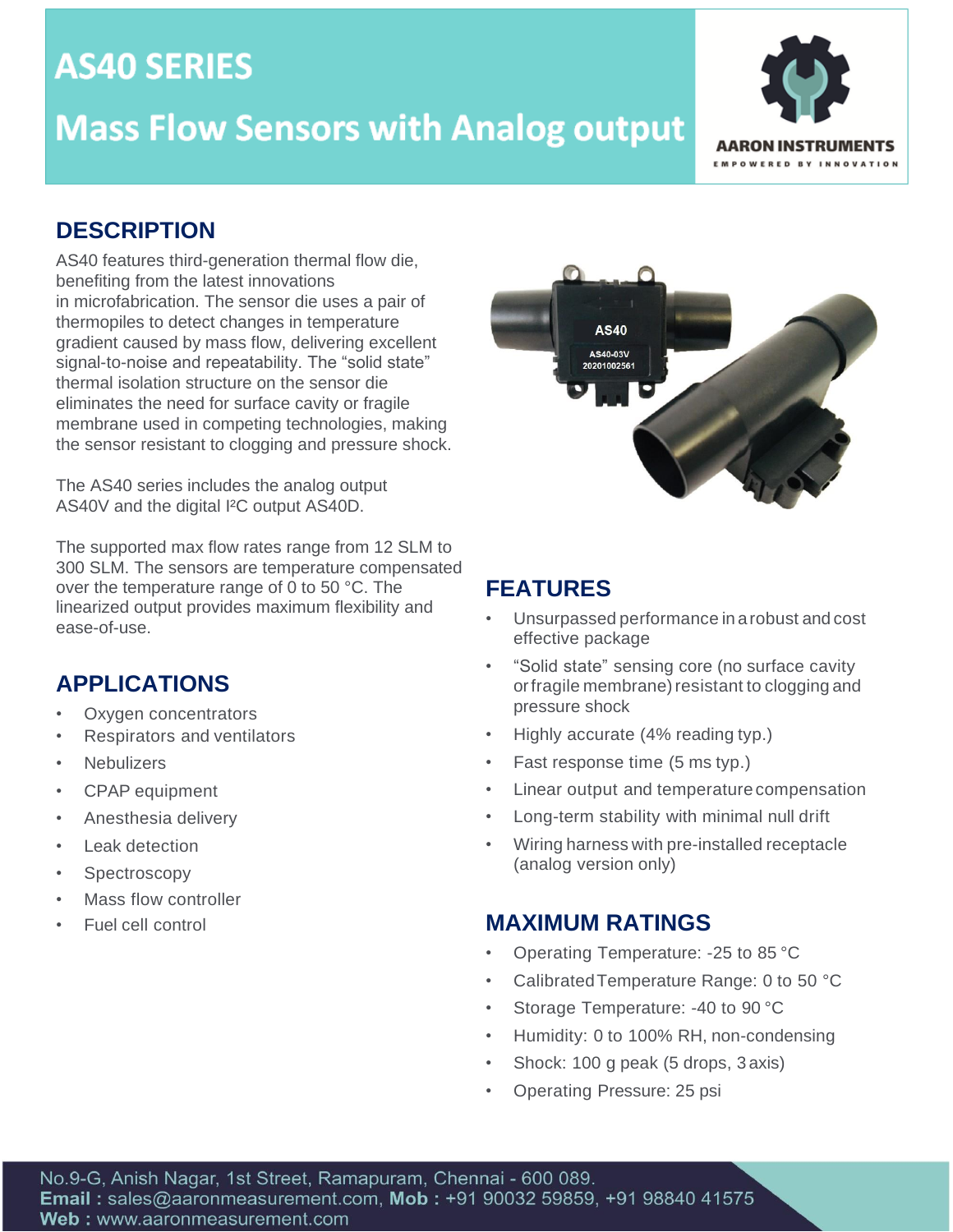# AS40 SERIES

# Mass Flow Sensors with Analog output

AARON INSTRUMENTS
EMPOWERED BY INNOVATION

## DESCRIPTION

AS40 features third-generation thermal flow die, benefiting from the latest innovations in microfabrication. The sensor die uses a pair of thermopiles to detect changes in temperature gradient caused by mass flow, delivering excellent signal-to-noise and repeatability. The "solid state" thermal isolation structure on the sensor die eliminates the need for surface cavity or fragile membrane used in competing technologies, making the sensor resistant to clogging and pressure shock.

The AS40 series includes the analog output AS40V and the digital I²C output AS40D.

The supported max flow rates range from 12 SLM to 300 SLM. The sensors are temperature compensated over the temperature range of 0 to 50 °C. The linearized output provides maximum flexibility and ease-of-use.

## APPLICATIONS

- Oxygen concentrators
- Respirators and ventilators
- Nebulizers
- CPAP equipment
- Anesthesia delivery
- Leak detection
- Spectroscopy
- Mass flow controller
- Fuel cell control

## FEATURES

- Unsurpassed performance in a robust and cost effective package
- "Solid state" sensing core (no surface cavity or fragile membrane) resistant to clogging and pressure shock
- Highly accurate (4% reading typ.)
- Fast response time (5 ms typ.)
- Linear output and temperature compensation
- Long-term stability with minimal null drift
- Wiring harness with pre-installed receptacle (analog version only)

## MAXIMUM RATINGS

- Operating Temperature: -25 to 85 °C
- Calibrated Temperature Range: 0 to 50 °C
- Storage Temperature: -40 to 90 °C
- Humidity: 0 to 100% RH, non-condensing
- Shock: 100 g peak (5 drops, 3 axis)
- Operating Pressure: 25 psi

No.9-G, Anish Nagar, 1st Street, Ramapuram, Chennai - 600 089.
**Email :** sales@aaronmeasurement.com, **Mob :** +91 90032 59859, +91 98840 41575
**Web :** www.aaronmeasurement.com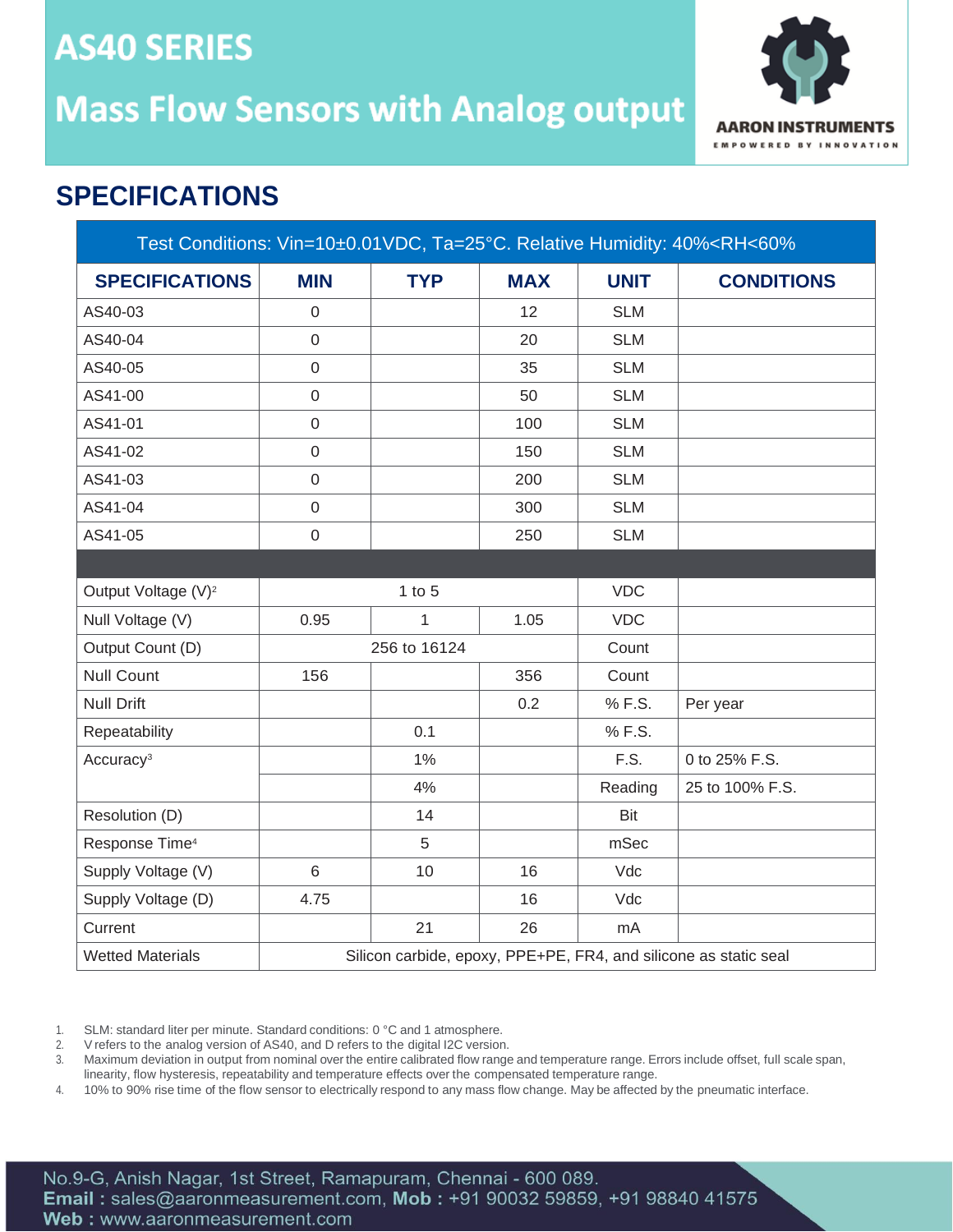# AS40 SERIES

# Mass Flow Sensors with Analog output

## SPECIFICATIONS

| Test Conditions: Vin=10±0.01VDC, Ta=25°C. Relative Humidity: 40%<RH<60% | | | | | |
|---|---|---|---|---|---|
| **SPECIFICATIONS** | **MIN** | **TYP** | **MAX** | **UNIT** | **CONDITIONS** |
| AS40-03 | 0 | | 12 | SLM | |
| AS40-04 | 0 | | 20 | SLM | |
| AS40-05 | 0 | | 35 | SLM | |
| AS41-00 | 0 | | 50 | SLM | |
| AS41-01 | 0 | | 100 | SLM | |
| AS41-02 | 0 | | 150 | SLM | |
| AS41-03 | 0 | | 200 | SLM | |
| AS41-04 | 0 | | 300 | SLM | |
| AS41-05 | 0 | | 250 | SLM | |
| | | | | | |
| Output Voltage (V)[2] | 1 to 5 | | | VDC | |
| Null Voltage (V) | 0.95 | 1 | 1.05 | VDC | |
| Output Count (D) | 256 to 16124 | | | Count | |
| Null Count | 156 | | 356 | Count | |
| Null Drift | | | 0.2 | % F.S. | Per year |
| Repeatability | | 0.1 | | % F.S. | |
| Accuracy[3] | | 1% | | F.S. | 0 to 25% F.S. |
| | | 4% | | Reading | 25 to 100% F.S. |
| Resolution (D) | | 14 | | Bit | |
| Response Time[4] | | 5 | | mSec | |
| Supply Voltage (V) | 6 | 10 | 16 | Vdc | |
| Supply Voltage (D) | 4.75 | | 16 | Vdc | |
| Current | | 21 | 26 | mA | |
| Wetted Materials | Silicon carbide, epoxy, PPE+PE, FR4, and silicone as static seal | | | | |

1. SLM: standard liter per minute. Standard conditions: 0 °C and 1 atmosphere.
2. V refers to the analog version of AS40, and D refers to the digital I2C version.
3. Maximum deviation in output from nominal over the entire calibrated flow range and temperature range. Errors include offset, full scale span, linearity, flow hysteresis, repeatability and temperature effects over the compensated temperature range.
4. 10% to 90% rise time of the flow sensor to electrically respond to any mass flow change. May be affected by the pneumatic interface.

No.9-G, Anish Nagar, 1st Street, Ramapuram, Chennai - 600 089.
**Email :** sales@aaronmeasurement.com, **Mob :** +91 90032 59859, +91 98840 41575
**Web :** www.aaronmeasurement.com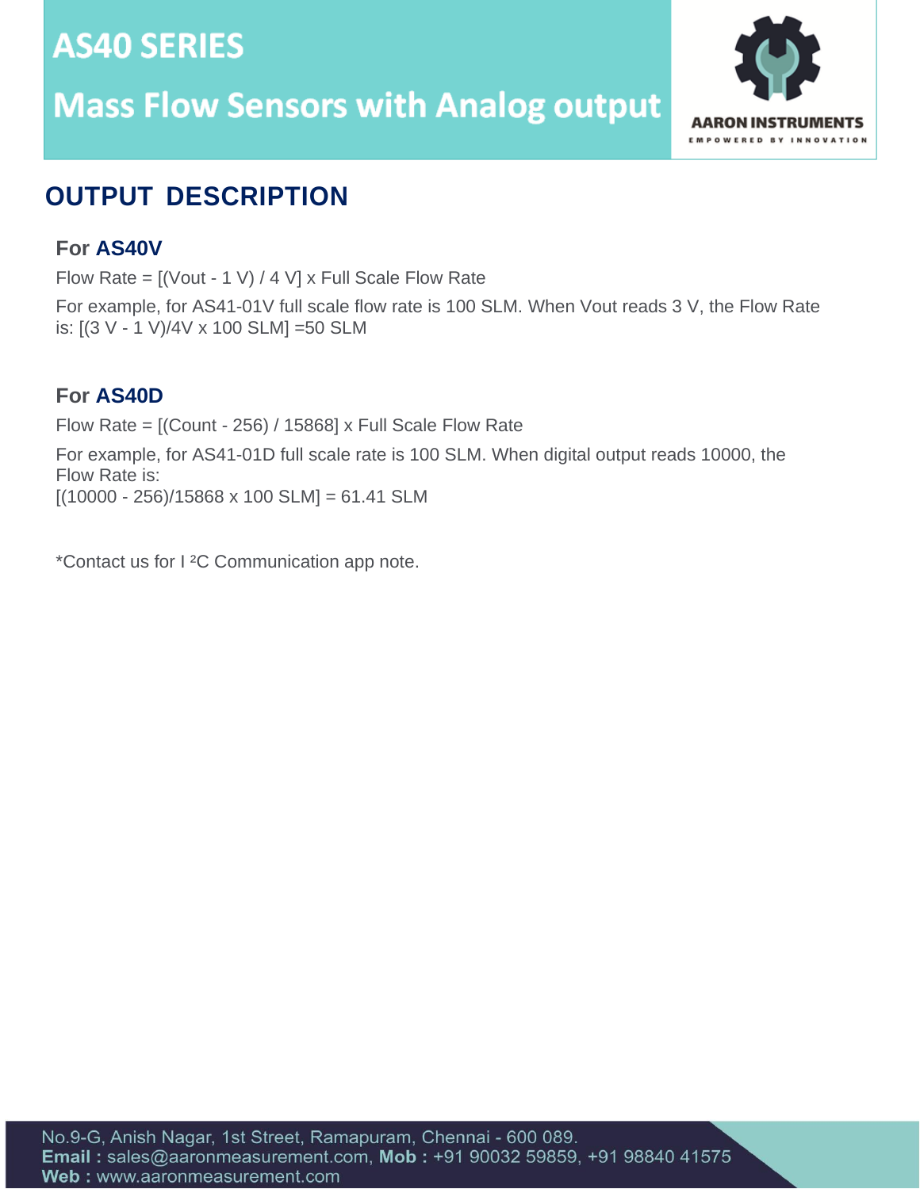## OUTPUT DESCRIPTION

### For AS40V

Flow Rate = [(Vout - 1 V) / 4 V] x Full Scale Flow Rate

For example, for AS41-01V full scale flow rate is 100 SLM. When Vout reads 3 V, the Flow Rate is: [(3 V - 1 V)/4V x 100 SLM] =50 SLM

### For AS40D

Flow Rate = [(Count - 256) / 15868] x Full Scale Flow Rate

For example, for AS41-01D full scale rate is 100 SLM. When digital output reads 10000, the Flow Rate is:
[(10000 - 256)/15868 x 100 SLM] = 61.41 SLM

*Contact us for I²C Communication app note.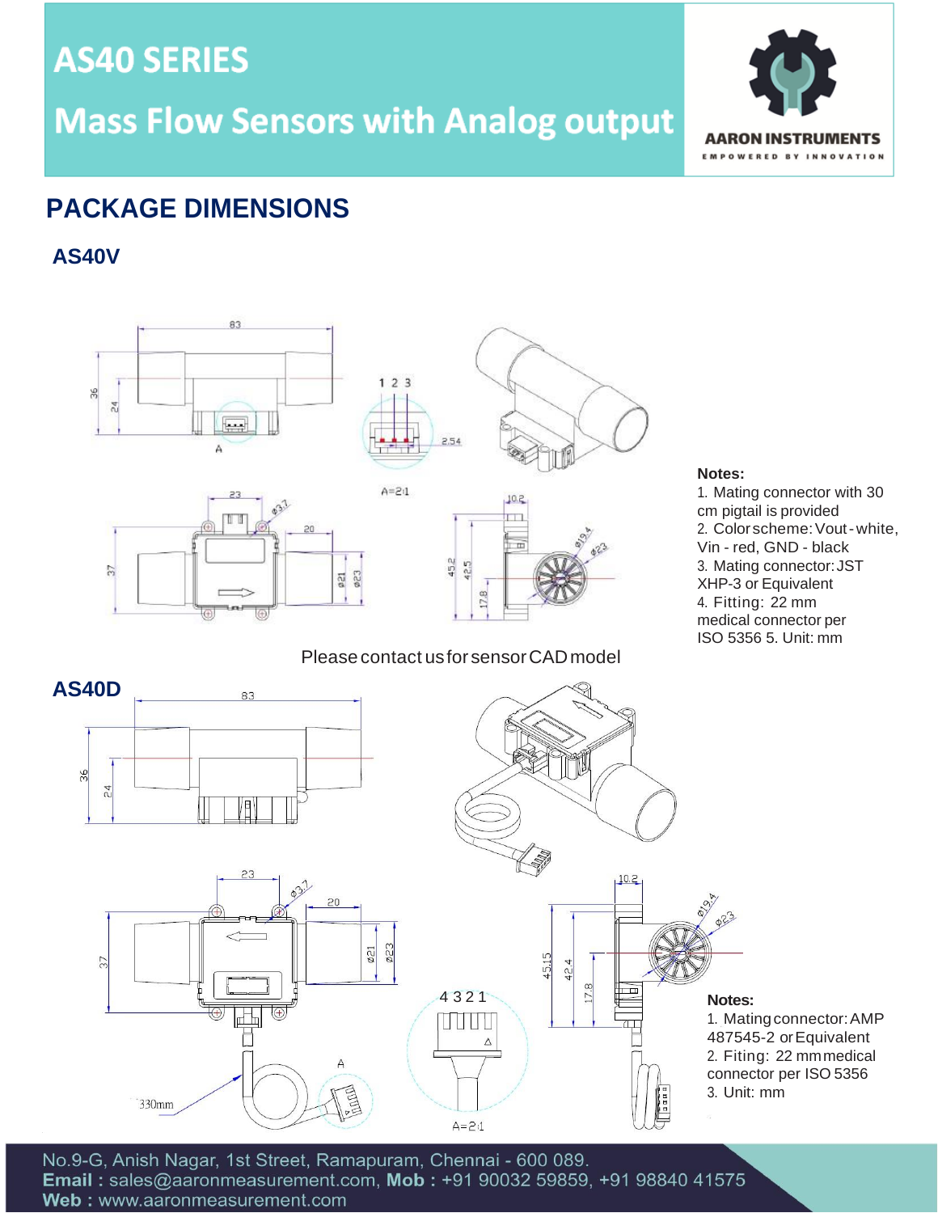# AS40 SERIES

# Mass Flow Sensors with Analog output

## PACKAGE DIMENSIONS

### AS40V

**Notes:**

1. Mating connector with 30 cm pigtail is provided
2. Color scheme: Vout - white, Vin - red, GND - black
3. Mating connector: JST XHP-3 or Equivalent
4. Fitting: 22 mm medical connector per ISO 5356
5. Unit: mm

Please contact us for sensor CAD model

### AS40D

**Notes:**

1. Mating connector: AMP 487545-2 or Equivalent
2. Fiting: 22 mm medical connector per ISO 5356
3. Unit: mm

No.9-G, Anish Nagar, 1st Street, Ramapuram, Chennai - 600 089.
**Email :** sales@aaronmeasurement.com, **Mob :** +91 90032 59859, +91 98840 41575
**Web :** www.aaronmeasurement.com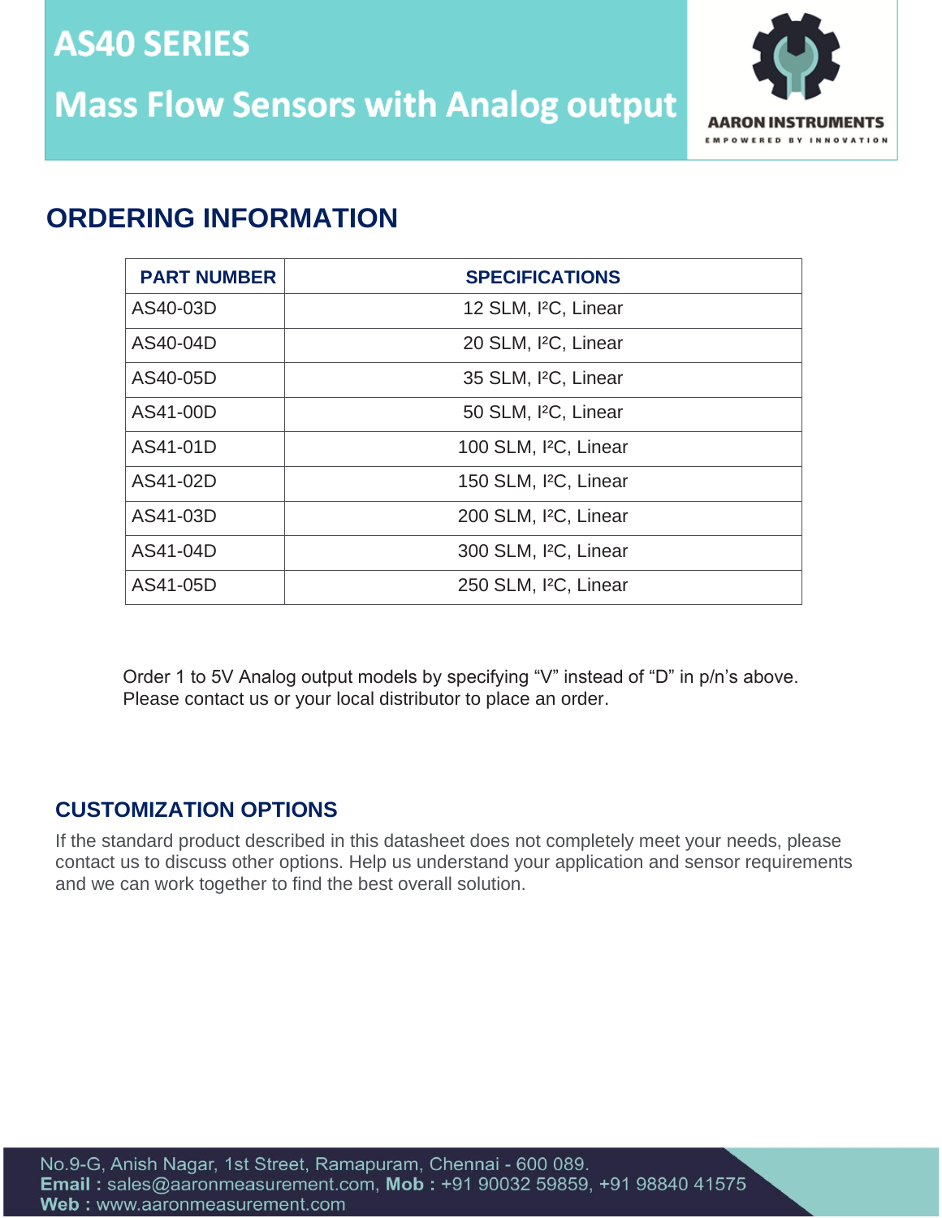## ORDERING INFORMATION

| PART NUMBER | SPECIFICATIONS |
|---|---|
| AS40-03D | 12 SLM, I²C, Linear |
| AS40-04D | 20 SLM, I²C, Linear |
| AS40-05D | 35 SLM, I²C, Linear |
| AS41-00D | 50 SLM, I²C, Linear |
| AS41-01D | 100 SLM, I²C, Linear |
| AS41-02D | 150 SLM, I²C, Linear |
| AS41-03D | 200 SLM, I²C, Linear |
| AS41-04D | 300 SLM, I²C, Linear |
| AS41-05D | 250 SLM, I²C, Linear |

Order 1 to 5V Analog output models by specifying “V” instead of “D” in p/n’s above.
Please contact us or your local distributor to place an order.

### CUSTOMIZATION OPTIONS

If the standard product described in this datasheet does not completely meet your needs, please contact us to discuss other options. Help us understand your application and sensor requirements and we can work together to find the best overall solution.